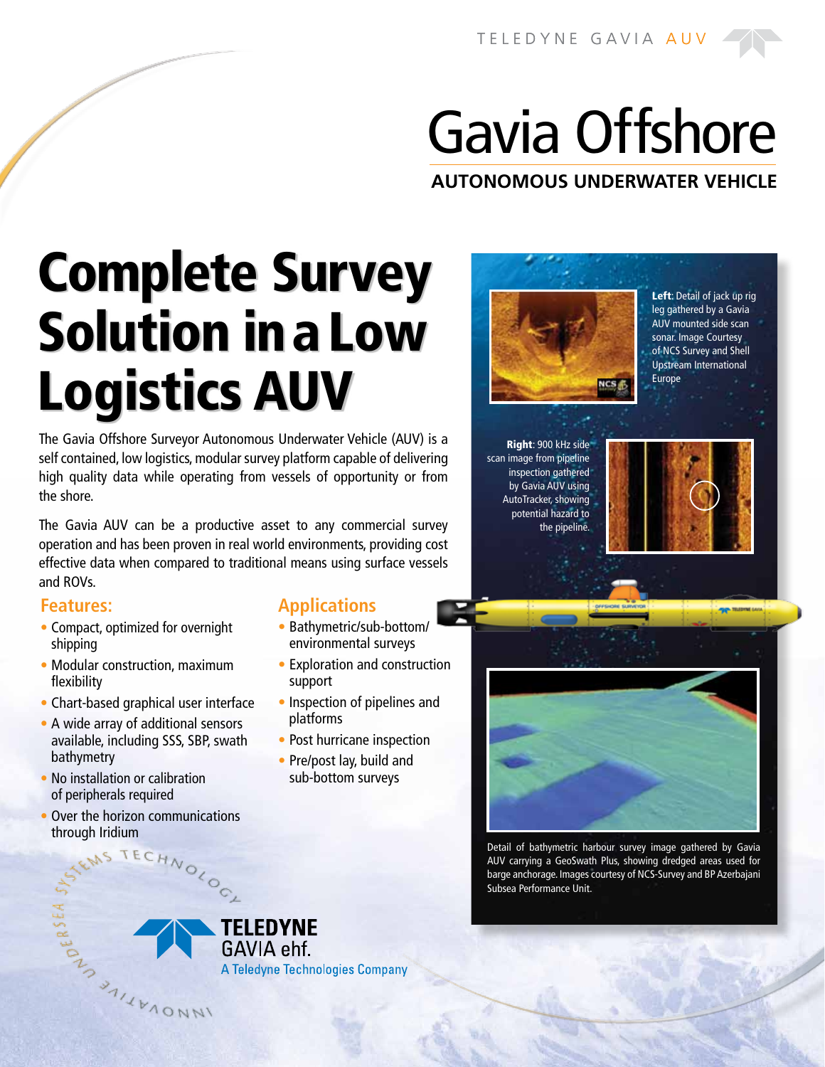# Gavia Offshore

## AUTONOMOUS UNDERWATER VEHICLE

# Complete Survey Solution in a Low Logistics AUV

The Gavia Offshore Surveyor Autonomous Underwater Vehicle (AUV) is a self contained, low logistics, modular survey platform capable of delivering high quality data while operating from vessels of opportunity or from the shore.

The Gavia AUV can be a productive asset to any commercial survey operation and has been proven in real world environments, providing cost effective data when compared to traditional means using surface vessels and ROVs.

## Features:

- Compact, optimized for overnight shipping
- Modular construction, maximum flexibility
- Chart-based graphical user interface
- A wide array of additional sensors available, including SSS, SBP, swath bathymetry
- No installation or calibration of peripherals required
- Over the horizon communications through Iridium

## Applications

- Bathymetric/sub-bottom/ environmental surveys
- Exploration and construction support
- Inspection of pipelines and platforms
- Post hurricane inspection
- Pre/post lay, build and sub-bottom surveys

**Left**: Detail of jack up rig leg gathered by a Gavia AUV mounted side scan sonar. Image Courtesy of NCS Survey and Shell Upstream International Europe

**Right**: 900 kHz side scan image from pipeline inspection gathered by Gavia AUV using AutoTracker, showing potential hazard to the pipeline.

Detail of bathymetric harbour survey image gathered by Gavia AUV carrying a GeoSwath Plus, showing dredged areas used for barge anchorage. Images courtesy of NCS-Survey and BP Azerbajani Subsea Performance Unit.

TELEDYNE GAVIA ehf.
A Teledyne Technologies Company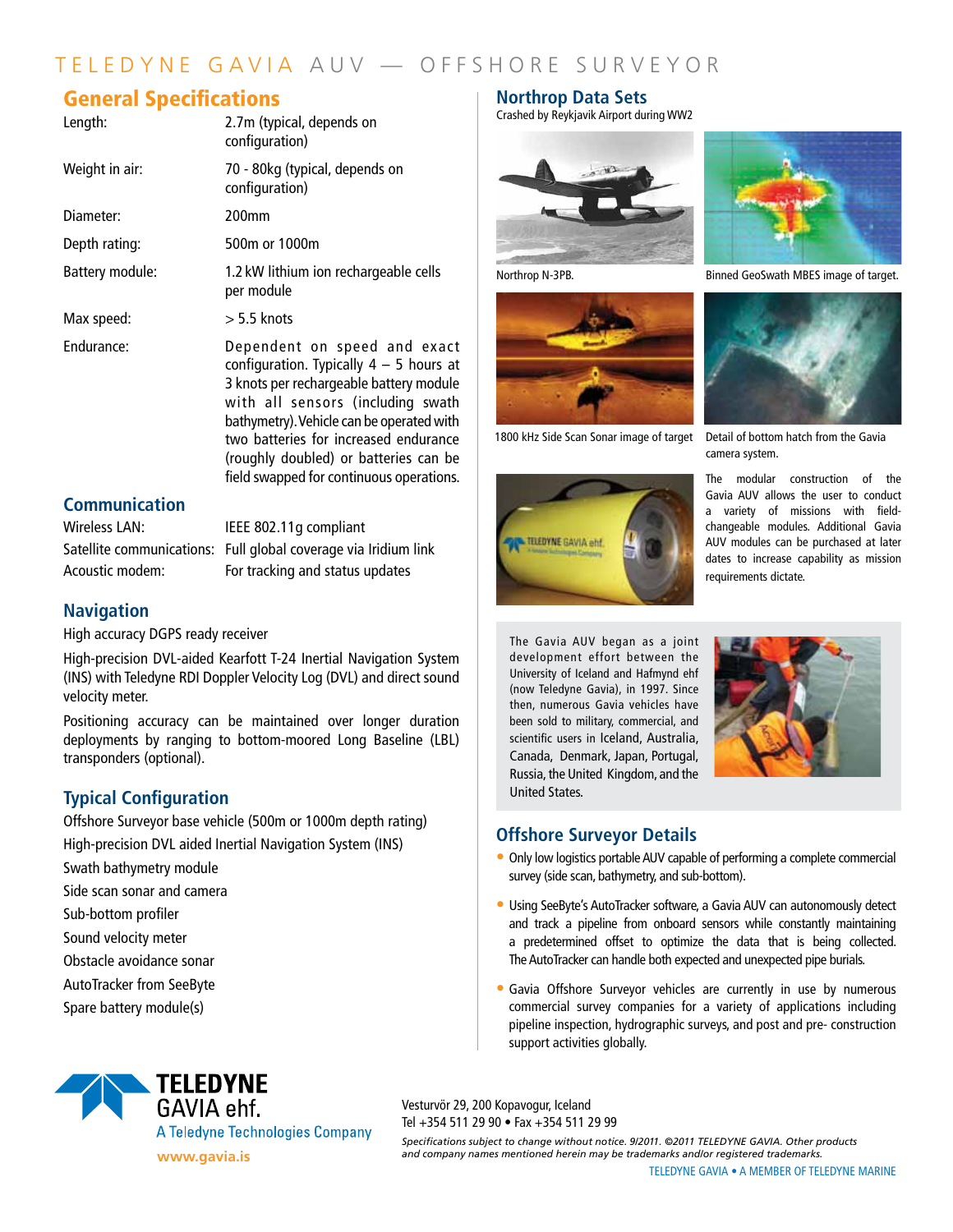# TELEDYNE GAVIA AUV — OFFSHORE SURVEYOR

## General Specifications

| | |
|---|---|
| Length: | 2.7m (typical, depends on configuration) |
| Weight in air: | 70 - 80kg (typical, depends on configuration) |
| Diameter: | 200mm |
| Depth rating: | 500m or 1000m |
| Battery module: | 1.2 kW lithium ion rechargeable cells per module |
| Max speed: | > 5.5 knots |
| Endurance: | Dependent on speed and exact configuration. Typically 4 – 5 hours at 3 knots per rechargeable battery module with all sensors (including swath bathymetry). Vehicle can be operated with two batteries for increased endurance (roughly doubled) or batteries can be field swapped for continuous operations. |

## Communication

| | |
|---|---|
| Wireless LAN: | IEEE 802.11g compliant |
| Satellite communications: | Full global coverage via Iridium link |
| Acoustic modem: | For tracking and status updates |

## Navigation

High accuracy DGPS ready receiver

High-precision DVL-aided Kearfott T-24 Inertial Navigation System (INS) with Teledyne RDI Doppler Velocity Log (DVL) and direct sound velocity meter.

Positioning accuracy can be maintained over longer duration deployments by ranging to bottom-moored Long Baseline (LBL) transponders (optional).

## Typical Configuration

Offshore Surveyor base vehicle (500m or 1000m depth rating)
High-precision DVL aided Inertial Navigation System (INS)
Swath bathymetry module
Side scan sonar and camera
Sub-bottom profiler
Sound velocity meter
Obstacle avoidance sonar
AutoTracker from SeeByte
Spare battery module(s)

## Northrop Data Sets

Crashed by Reykjavik Airport during WW2

Northrop N-3PB.

Binned GeoSwath MBES image of target.

1800 kHz Side Scan Sonar image of target

Detail of bottom hatch from the Gavia camera system.

The modular construction of the Gavia AUV allows the user to conduct a variety of missions with field-changeable modules. Additional Gavia AUV modules can be purchased at later dates to increase capability as mission requirements dictate.

The Gavia AUV began as a joint development effort between the University of Iceland and Hafmynd ehf (now Teledyne Gavia), in 1997. Since then, numerous Gavia vehicles have been sold to military, commercial, and scientific users in Iceland, Australia, Canada, Denmark, Japan, Portugal, Russia, the United Kingdom, and the United States.

## Offshore Surveyor Details

- Only low logistics portable AUV capable of performing a complete commercial survey (side scan, bathymetry, and sub-bottom).
- Using SeeByte's AutoTracker software, a Gavia AUV can autonomously detect and track a pipeline from onboard sensors while constantly maintaining a predetermined offset to optimize the data that is being collected. The AutoTracker can handle both expected and unexpected pipe burials.
- Gavia Offshore Surveyor vehicles are currently in use by numerous commercial survey companies for a variety of applications including pipeline inspection, hydrographic surveys, and post and pre- construction support activities globally.

TELEDYNE GAVIA ehf.
A Teledyne Technologies Company
www.gavia.is

Vesturvör 29, 200 Kopavogur, Iceland
Tel +354 511 29 90 • Fax +354 511 29 99

*Specifications subject to change without notice. 9/2011. ©2011 TELEDYNE GAVIA. Other products and company names mentioned herein may be trademarks and/or registered trademarks.*

TELEDYNE GAVIA • A MEMBER OF TELEDYNE MARINE